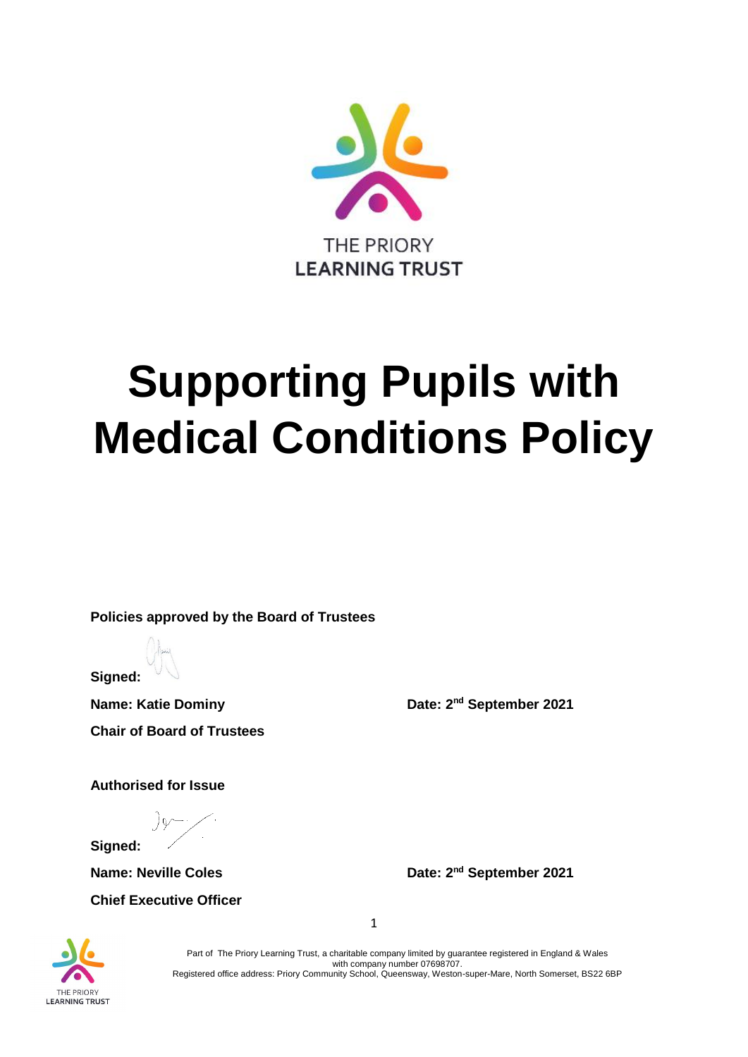THE PRIORY
LEARNING TRUST

# Supporting Pupils with Medical Conditions Policy

**Policies approved by the Board of Trustees**

**Signed:**

**Name: Katie Dominy** **Date: 2nd September 2021**

**Chair of Board of Trustees**

**Authorised for Issue**

**Signed:**

**Name: Neville Coles** **Date: 2nd September 2021**

**Chief Executive Officer**

Part of The Priory Learning Trust, a charitable company limited by guarantee registered in England & Wales with company number 07698707.
Registered office address: Priory Community School, Queensway, Weston-super-Mare, North Somerset, BS22 6BP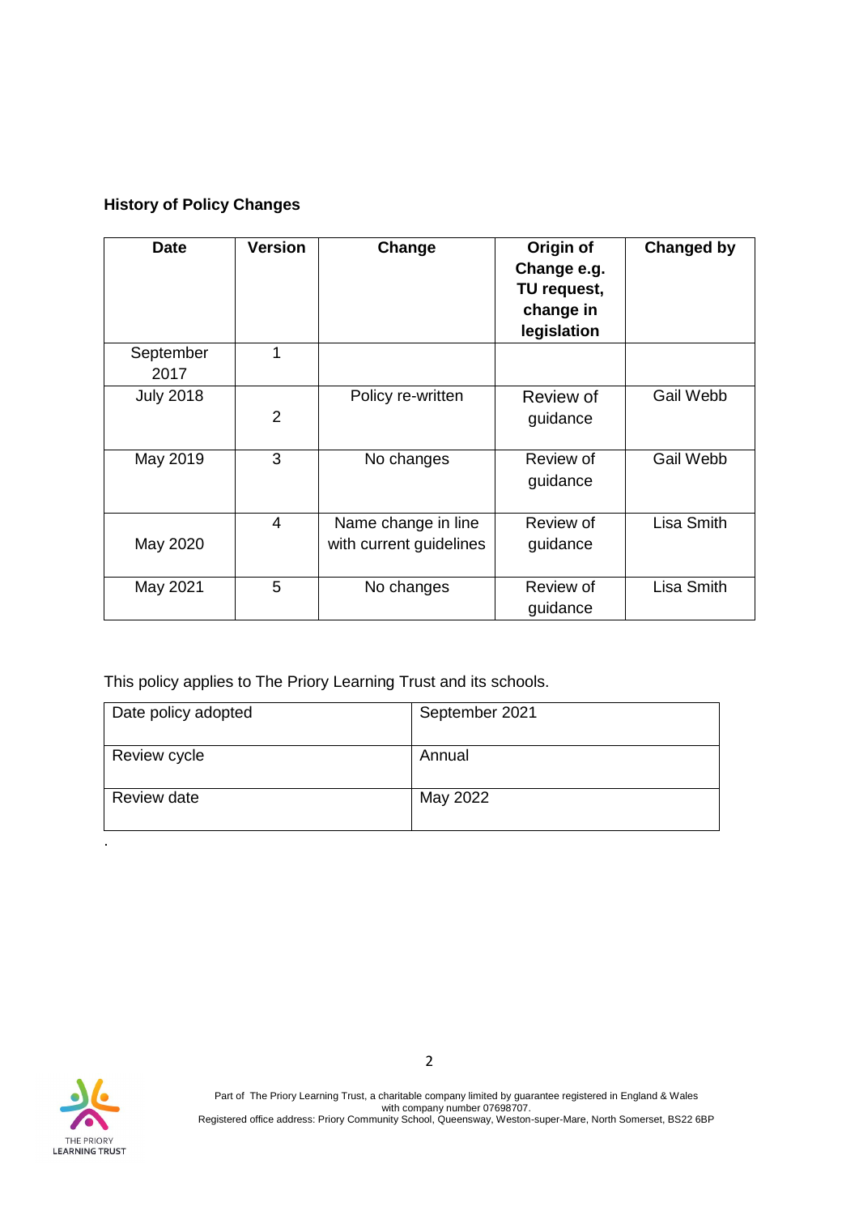**History of Policy Changes**

| Date | Version | Change | Origin of Change e.g. TU request, change in legislation | Changed by |
|---|---|---|---|---|
| September 2017 | 1 | | | |
| July 2018 | 2 | Policy re-written | Review of guidance | Gail Webb |
| May 2019 | 3 | No changes | Review of guidance | Gail Webb |
| May 2020 | 4 | Name change in line with current guidelines | Review of guidance | Lisa Smith |
| May 2021 | 5 | No changes | Review of guidance | Lisa Smith |

This policy applies to The Priory Learning Trust and its schools.

| Date policy adopted | September 2021 |
|---|---|
| Review cycle | Annual |
| Review date | May 2022 |

.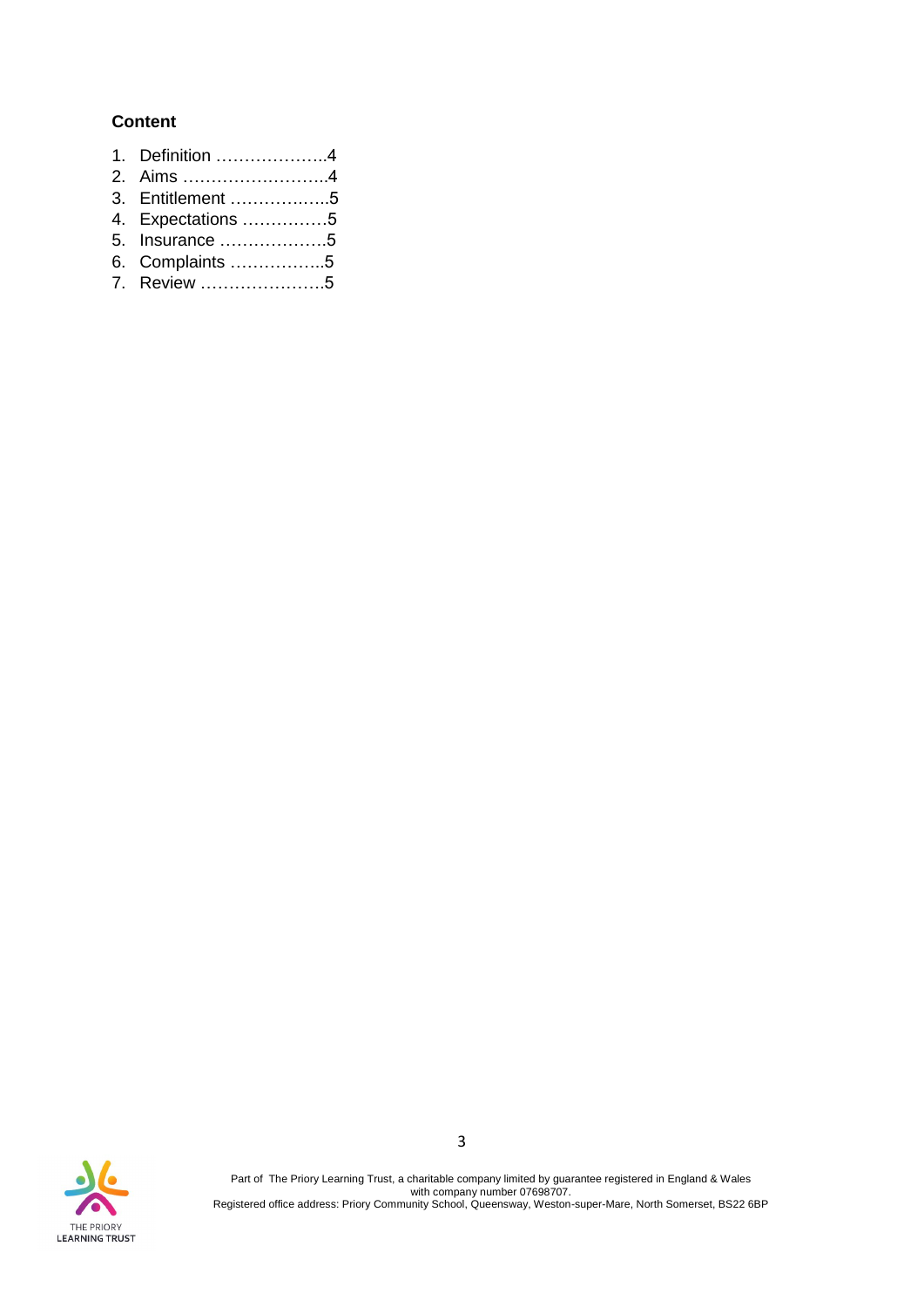**Content**

1. Definition ………………..4
2. Aims ……………………..4
3. Entitlement ……………..5
4. Expectations ……………5
5. Insurance ……………….5
6. Complaints ……………..5
7. Review ………………….5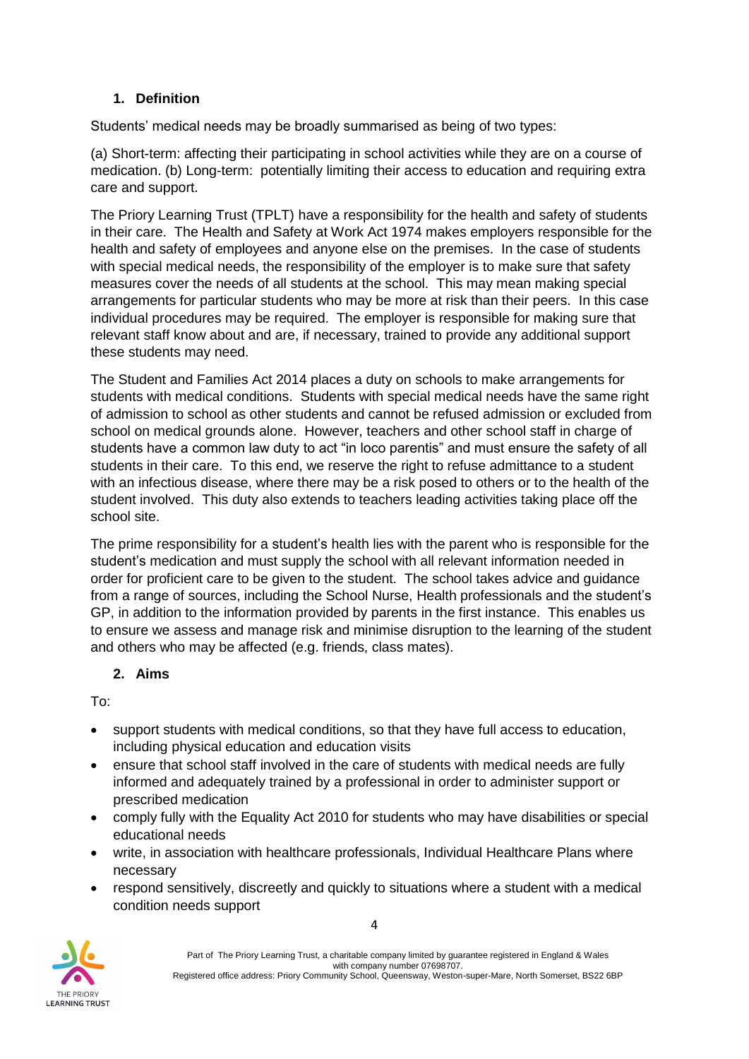## 1. Definition

Students' medical needs may be broadly summarised as being of two types:

(a) Short-term: affecting their participating in school activities while they are on a course of medication. (b) Long-term: potentially limiting their access to education and requiring extra care and support.

The Priory Learning Trust (TPLT) have a responsibility for the health and safety of students in their care. The Health and Safety at Work Act 1974 makes employers responsible for the health and safety of employees and anyone else on the premises. In the case of students with special medical needs, the responsibility of the employer is to make sure that safety measures cover the needs of all students at the school. This may mean making special arrangements for particular students who may be more at risk than their peers. In this case individual procedures may be required. The employer is responsible for making sure that relevant staff know about and are, if necessary, trained to provide any additional support these students may need.

The Student and Families Act 2014 places a duty on schools to make arrangements for students with medical conditions. Students with special medical needs have the same right of admission to school as other students and cannot be refused admission or excluded from school on medical grounds alone. However, teachers and other school staff in charge of students have a common law duty to act "in loco parentis" and must ensure the safety of all students in their care. To this end, we reserve the right to refuse admittance to a student with an infectious disease, where there may be a risk posed to others or to the health of the student involved. This duty also extends to teachers leading activities taking place off the school site.

The prime responsibility for a student's health lies with the parent who is responsible for the student's medication and must supply the school with all relevant information needed in order for proficient care to be given to the student. The school takes advice and guidance from a range of sources, including the School Nurse, Health professionals and the student's GP, in addition to the information provided by parents in the first instance. This enables us to ensure we assess and manage risk and minimise disruption to the learning of the student and others who may be affected (e.g. friends, class mates).

## 2. Aims

To:

- support students with medical conditions, so that they have full access to education, including physical education and education visits
- ensure that school staff involved in the care of students with medical needs are fully informed and adequately trained by a professional in order to administer support or prescribed medication
- comply fully with the Equality Act 2010 for students who may have disabilities or special educational needs
- write, in association with healthcare professionals, Individual Healthcare Plans where necessary
- respond sensitively, discreetly and quickly to situations where a student with a medical condition needs support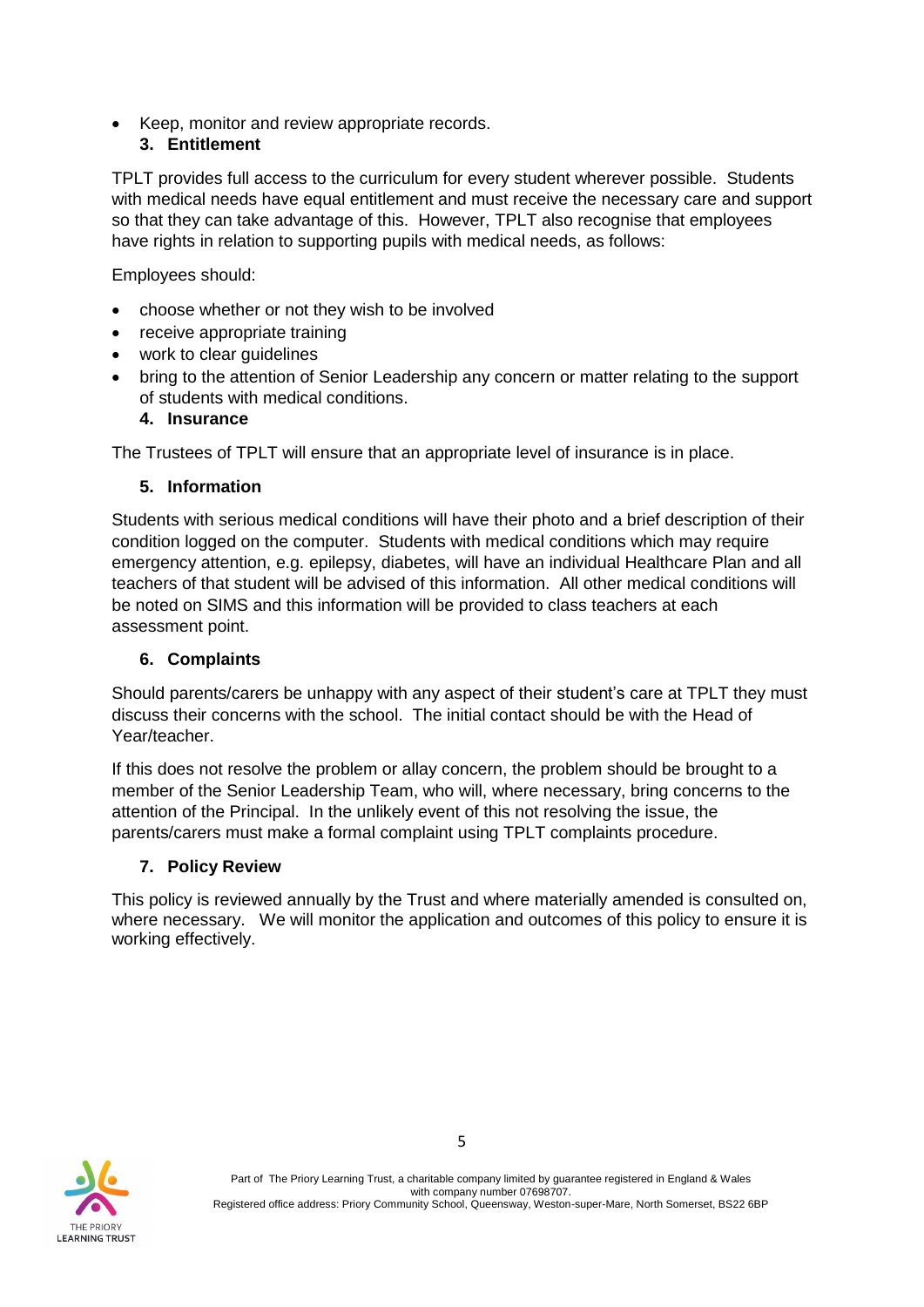- Keep, monitor and review appropriate records.

### 3. Entitlement

TPLT provides full access to the curriculum for every student wherever possible. Students with medical needs have equal entitlement and must receive the necessary care and support so that they can take advantage of this. However, TPLT also recognise that employees have rights in relation to supporting pupils with medical needs, as follows:

Employees should:

- choose whether or not they wish to be involved
- receive appropriate training
- work to clear guidelines
- bring to the attention of Senior Leadership any concern or matter relating to the support of students with medical conditions.

### 4. Insurance

The Trustees of TPLT will ensure that an appropriate level of insurance is in place.

### 5. Information

Students with serious medical conditions will have their photo and a brief description of their condition logged on the computer. Students with medical conditions which may require emergency attention, e.g. epilepsy, diabetes, will have an individual Healthcare Plan and all teachers of that student will be advised of this information. All other medical conditions will be noted on SIMS and this information will be provided to class teachers at each assessment point.

### 6. Complaints

Should parents/carers be unhappy with any aspect of their student's care at TPLT they must discuss their concerns with the school. The initial contact should be with the Head of Year/teacher.

If this does not resolve the problem or allay concern, the problem should be brought to a member of the Senior Leadership Team, who will, where necessary, bring concerns to the attention of the Principal. In the unlikely event of this not resolving the issue, the parents/carers must make a formal complaint using TPLT complaints procedure.

### 7. Policy Review

This policy is reviewed annually by the Trust and where materially amended is consulted on, where necessary. We will monitor the application and outcomes of this policy to ensure it is working effectively.